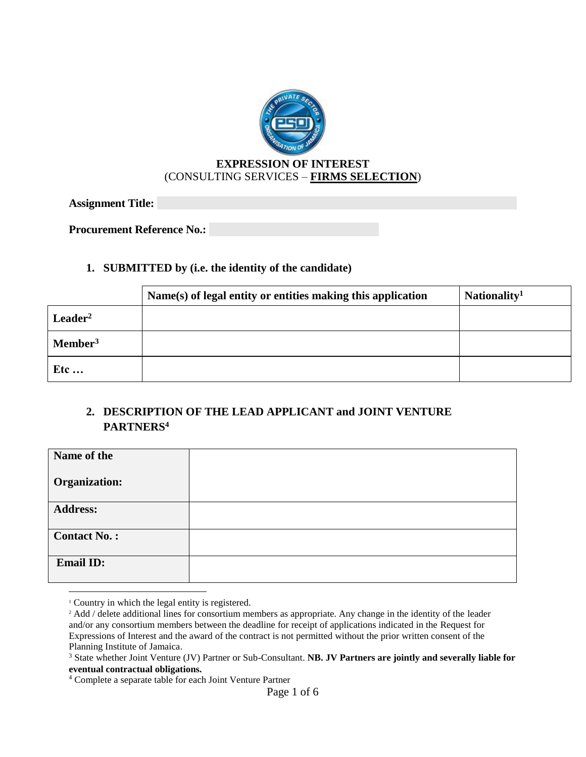**EXPRESSION OF INTEREST**
(CONSULTING SERVICES – **FIRMS SELECTION**)

**Assignment Title:**

**Procurement Reference No.:**

## 1. SUBMITTED by (i.e. the identity of the candidate)

| | Name(s) of legal entity or entities making this application | Nationality[1] |
|---|---|---|
| **Leader[2]** | | |
| **Member[3]** | | |
| **Etc …** | | |

## 2. DESCRIPTION OF THE LEAD APPLICANT and JOINT VENTURE PARTNERS[4]

| | |
|---|---|
| **Name of the Organization:** | |
| **Address:** | |
| **Contact No. :** | |
| **Email ID:** | |

[1] Country in which the legal entity is registered.

[2] Add / delete additional lines for consortium members as appropriate. Any change in the identity of the leader and/or any consortium members between the deadline for receipt of applications indicated in the Request for Expressions of Interest and the award of the contract is not permitted without the prior written consent of the Planning Institute of Jamaica.

[3] State whether Joint Venture (JV) Partner or Sub-Consultant. **NB. JV Partners are jointly and severally liable for eventual contractual obligations.**

[4] Complete a separate table for each Joint Venture Partner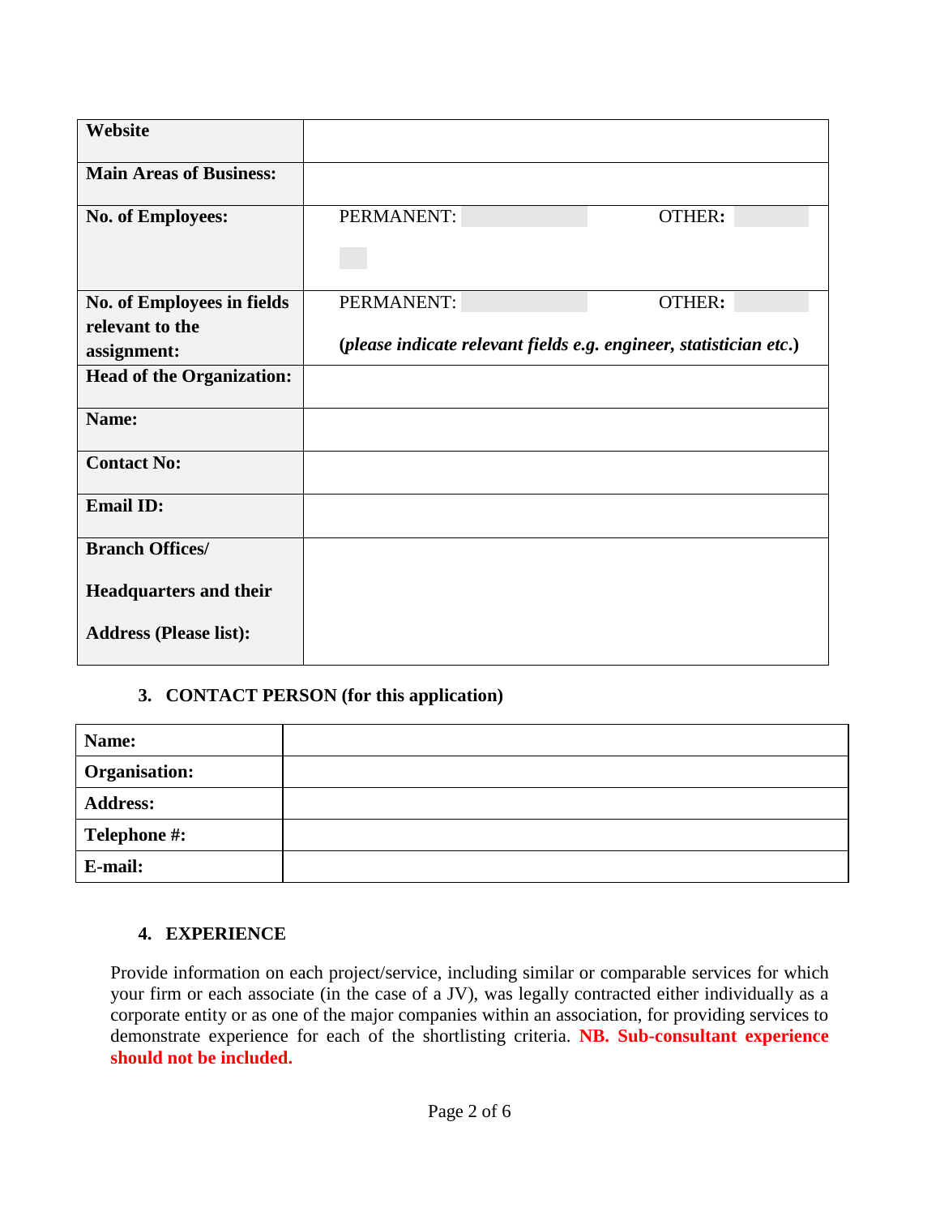| **Website** | | |
|---|---|---|
| **Main Areas of Business:** | | |
| **No. of Employees:** | PERMANENT: | OTHER: |
| **No. of Employees in fields relevant to the assignment:** | PERMANENT: *(please indicate relevant fields e.g. engineer, statistician etc.)* | OTHER: |
| **Head of the Organization:** | | |
| **Name:** | | |
| **Contact No:** | | |
| **Email ID:** | | |
| **Branch Offices/ Headquarters and their Address (Please list):** | | |

### 3. CONTACT PERSON (for this application)

| **Name:** | |
|---|---|
| **Organisation:** | |
| **Address:** | |
| **Telephone #:** | |
| **E-mail:** | |

### 4. EXPERIENCE

Provide information on each project/service, including similar or comparable services for which your firm or each associate (in the case of a JV), was legally contracted either individually as a corporate entity or as one of the major companies within an association, for providing services to demonstrate experience for each of the shortlisting criteria. **NB. Sub-consultant experience should not be included.**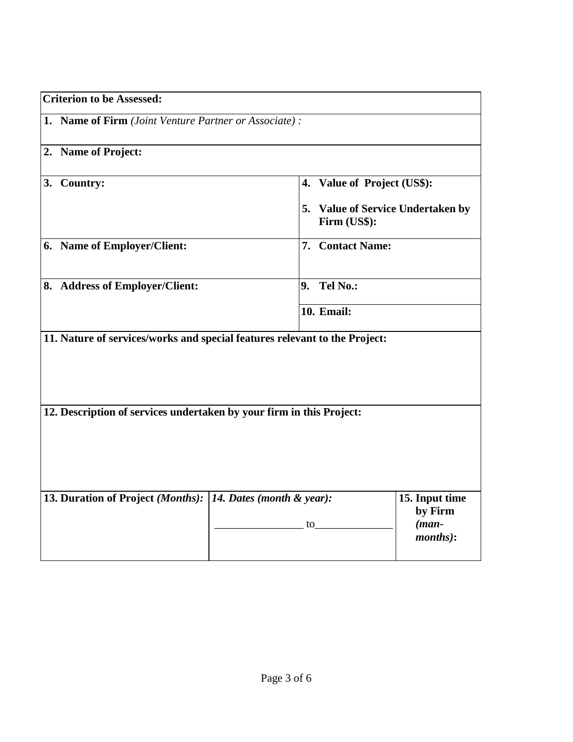| **Criterion to be Assessed:** | | |
|---|---|---|
| **1. Name of Firm** *(Joint Venture Partner or Associate) :* | | |
| **2. Name of Project:** | | |
| **3. Country:** | **4. Value of Project (US$):**<br><br>**5. Value of Service Undertaken by Firm (US$):** | |
| **6. Name of Employer/Client:** | **7. Contact Name:** | |
| **8. Address of Employer/Client:** | **9. Tel No.:** | |
| | **10. Email:** | |
| **11. Nature of services/works and special features relevant to the Project:** | | |
| **12. Description of services undertaken by your firm in this Project:** | | |
| **13. Duration of Project** ***(Months):*** | ***14. Dates (month & year):***<br><br>________________ to______________ | **15. Input time by Firm** ***(man-months)*****:** |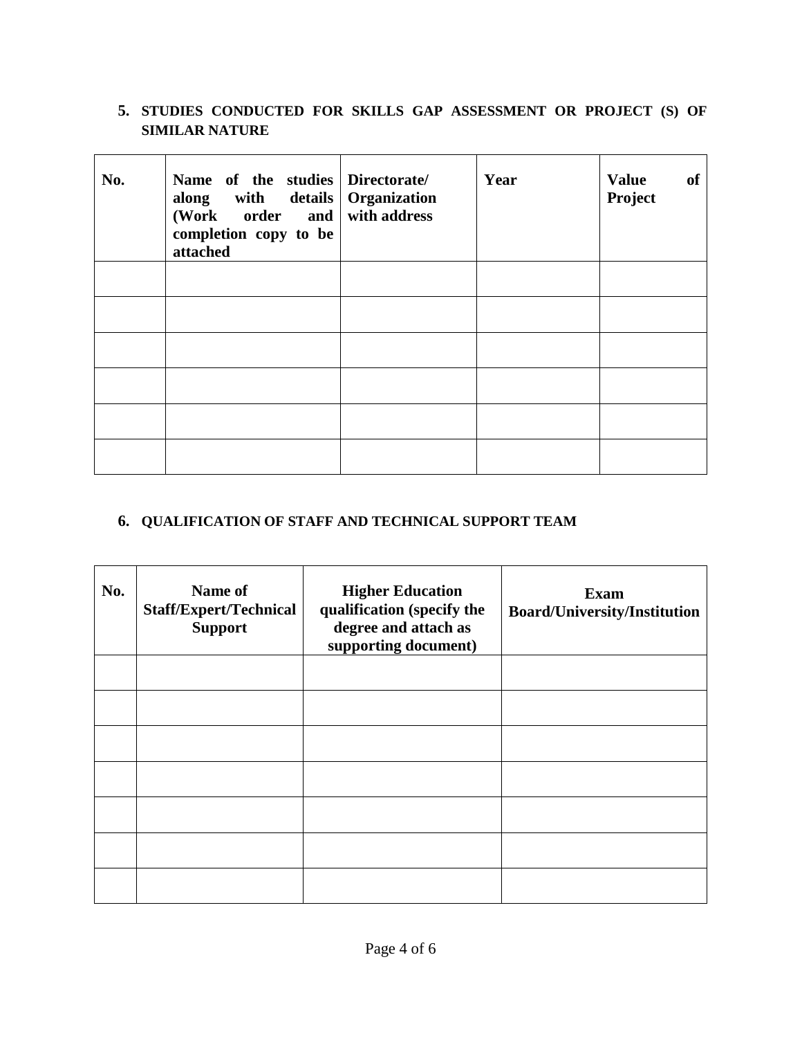**5. STUDIES CONDUCTED FOR SKILLS GAP ASSESSMENT OR PROJECT (S) OF SIMILAR NATURE**

| No. | Name of the studies along with details (Work order and completion copy to be attached | Directorate/ Organization with address | Year | Value of Project |
|---|---|---|---|---|
| | | | | |
| | | | | |
| | | | | |
| | | | | |
| | | | | |
| | | | | |

**6. QUALIFICATION OF STAFF AND TECHNICAL SUPPORT TEAM**

| No. | Name of Staff/Expert/Technical Support | Higher Education qualification (specify the degree and attach as supporting document) | Exam Board/University/Institution |
|---|---|---|---|
| | | | |
| | | | |
| | | | |
| | | | |
| | | | |
| | | | |
| | | | |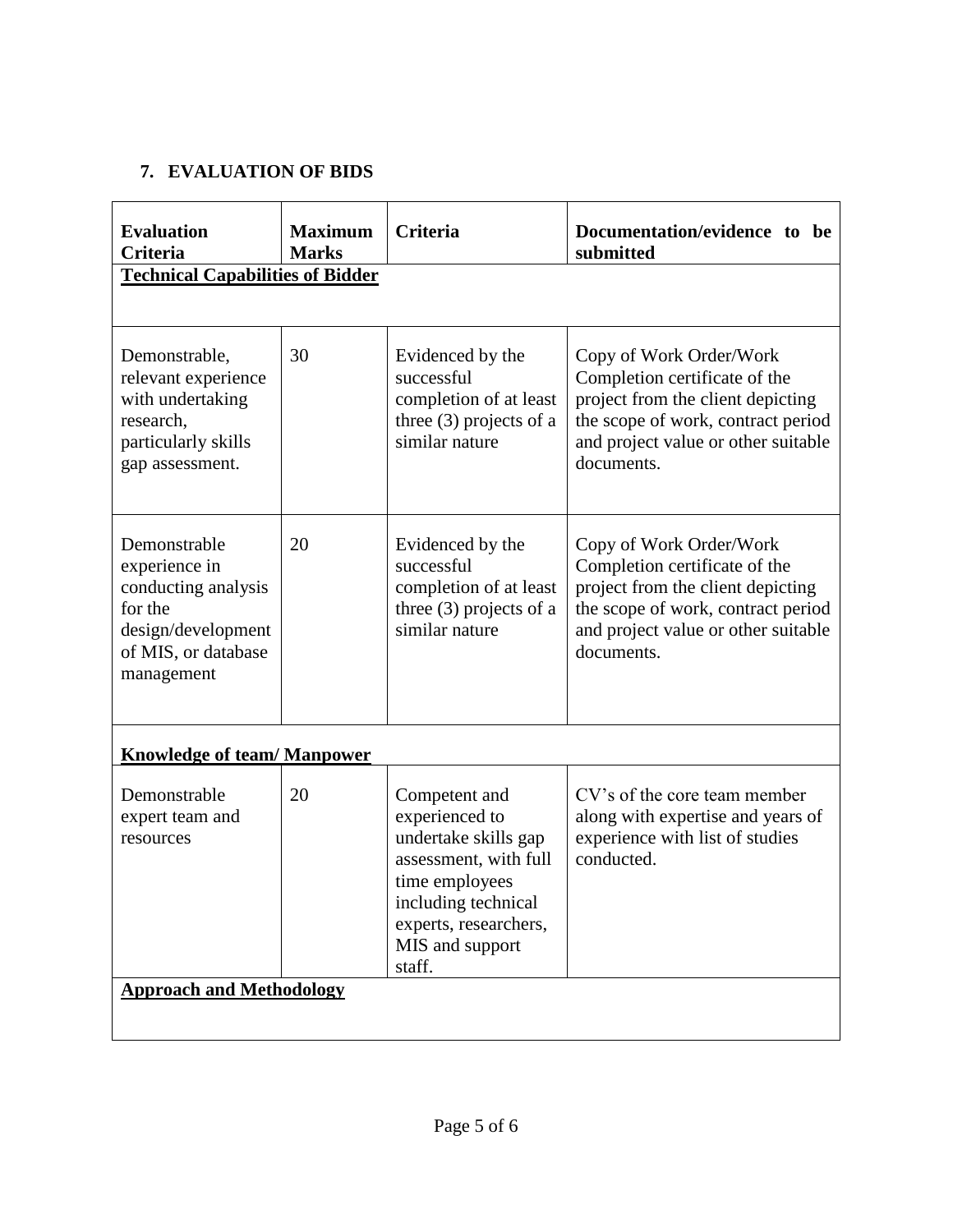## 7. EVALUATION OF BIDS

| Evaluation Criteria | Maximum Marks | Criteria | Documentation/evidence to be submitted |
|---|---|---|---|
| **Technical Capabilities of Bidder** | | | |
| Demonstrable, relevant experience with undertaking research, particularly skills gap assessment. | 30 | Evidenced by the successful completion of at least three (3) projects of a similar nature | Copy of Work Order/Work Completion certificate of the project from the client depicting the scope of work, contract period and project value or other suitable documents. |
| Demonstrable experience in conducting analysis for the design/development of MIS, or database management | 20 | Evidenced by the successful completion of at least three (3) projects of a similar nature | Copy of Work Order/Work Completion certificate of the project from the client depicting the scope of work, contract period and project value or other suitable documents. |
| **Knowledge of team/ Manpower** | | | |
| Demonstrable expert team and resources | 20 | Competent and experienced to undertake skills gap assessment, with full time employees including technical experts, researchers, MIS and support staff. | CV's of the core team member along with expertise and years of experience with list of studies conducted. |
| **Approach and Methodology** | | | |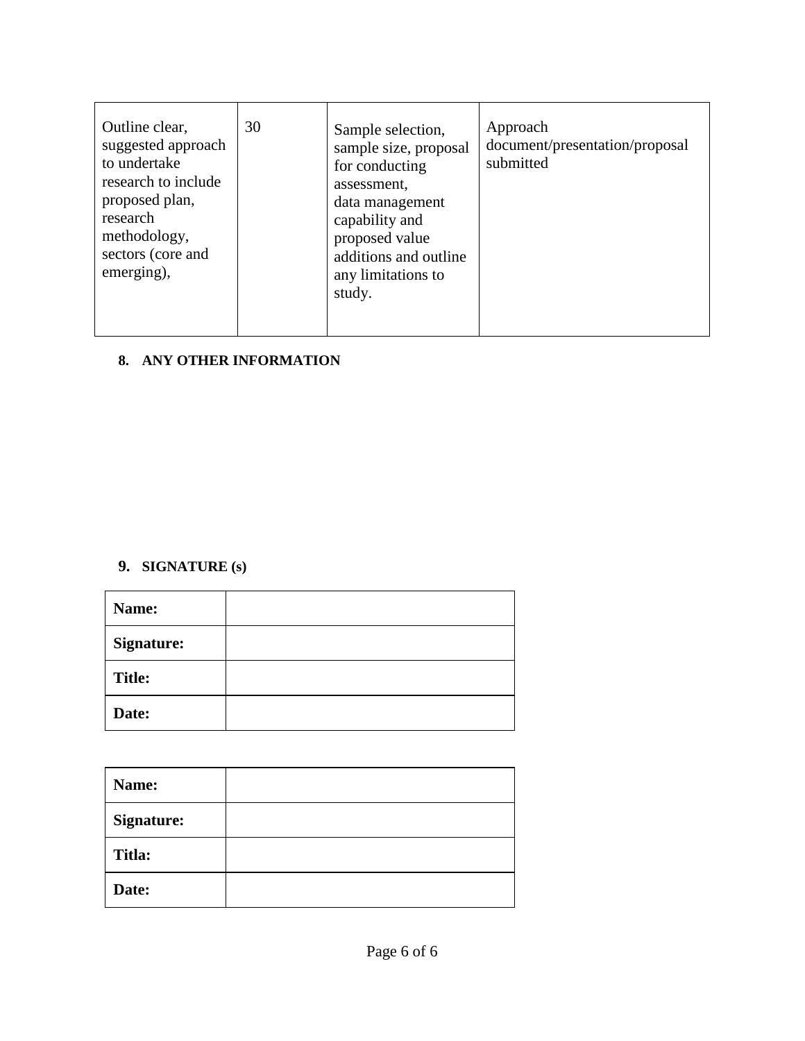| | | | |
|---|---|---|---|
| Outline clear, suggested approach to undertake research to include proposed plan, research methodology, sectors (core and emerging), | 30 | Sample selection, sample size, proposal for conducting assessment, data management capability and proposed value additions and outline any limitations to study. | Approach document/presentation/proposal submitted |

## 8. ANY OTHER INFORMATION

## 9. SIGNATURE (s)

| | |
|---|---|
| **Name:** | |
| **Signature:** | |
| **Title:** | |
| **Date:** | |

| | |
|---|---|
| **Name:** | |
| **Signature:** | |
| **Titla:** | |
| **Date:** | |